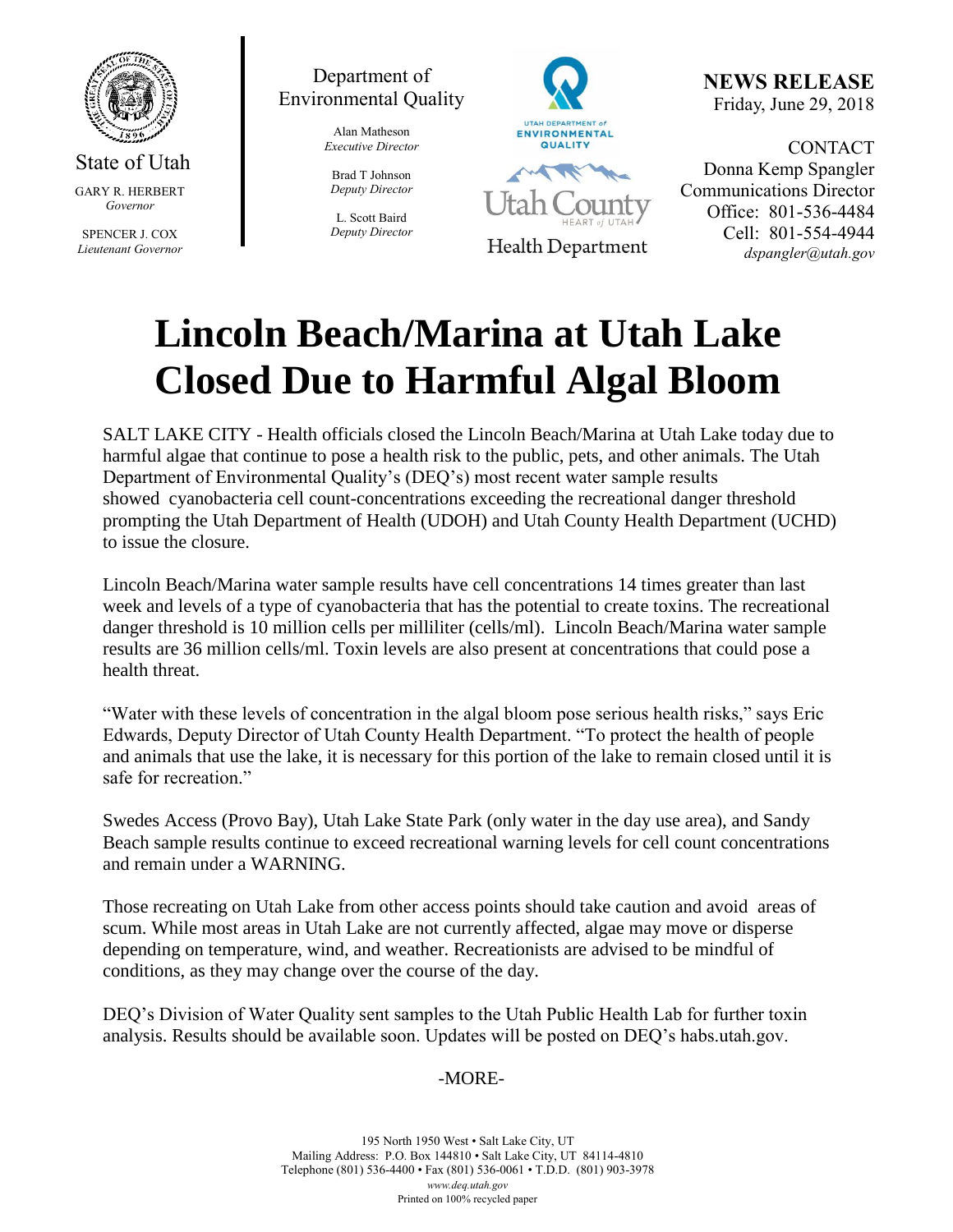State of Utah

GARY R. HERBERT
*Governor*

SPENCER J. COX
*Lieutenant Governor*

Department of Environmental Quality

Alan Matheson
*Executive Director*

Brad T Johnson
*Deputy Director*

L. Scott Baird
*Deputy Director*

UTAH DEPARTMENT of ENVIRONMENTAL QUALITY

Utah County HEART of UTAH Health Department

**NEWS RELEASE**
Friday, June 29, 2018

CONTACT
Donna Kemp Spangler
Communications Director
Office: 801-536-4484
Cell: 801-554-4944
*dspangler@utah.gov*

# Lincoln Beach/Marina at Utah Lake Closed Due to Harmful Algal Bloom

SALT LAKE CITY - Health officials closed the Lincoln Beach/Marina at Utah Lake today due to harmful algae that continue to pose a health risk to the public, pets, and other animals. The Utah Department of Environmental Quality's (DEQ's) most recent water sample results showed cyanobacteria cell count-concentrations exceeding the recreational danger threshold prompting the Utah Department of Health (UDOH) and Utah County Health Department (UCHD) to issue the closure.

Lincoln Beach/Marina water sample results have cell concentrations 14 times greater than last week and levels of a type of cyanobacteria that has the potential to create toxins. The recreational danger threshold is 10 million cells per milliliter (cells/ml). Lincoln Beach/Marina water sample results are 36 million cells/ml. Toxin levels are also present at concentrations that could pose a health threat.

"Water with these levels of concentration in the algal bloom pose serious health risks," says Eric Edwards, Deputy Director of Utah County Health Department. "To protect the health of people and animals that use the lake, it is necessary for this portion of the lake to remain closed until it is safe for recreation."

Swedes Access (Provo Bay), Utah Lake State Park (only water in the day use area), and Sandy Beach sample results continue to exceed recreational warning levels for cell count concentrations and remain under a WARNING.

Those recreating on Utah Lake from other access points should take caution and avoid areas of scum. While most areas in Utah Lake are not currently affected, algae may move or disperse depending on temperature, wind, and weather. Recreationists are advised to be mindful of conditions, as they may change over the course of the day.

DEQ's Division of Water Quality sent samples to the Utah Public Health Lab for further toxin analysis. Results should be available soon. Updates will be posted on DEQ's habs.utah.gov.

-MORE-

195 North 1950 West • Salt Lake City, UT
Mailing Address: P.O. Box 144810 • Salt Lake City, UT 84114-4810
Telephone (801) 536-4400 • Fax (801) 536-0061 • T.D.D. (801) 903-3978
*www.deq.utah.gov*
Printed on 100% recycled paper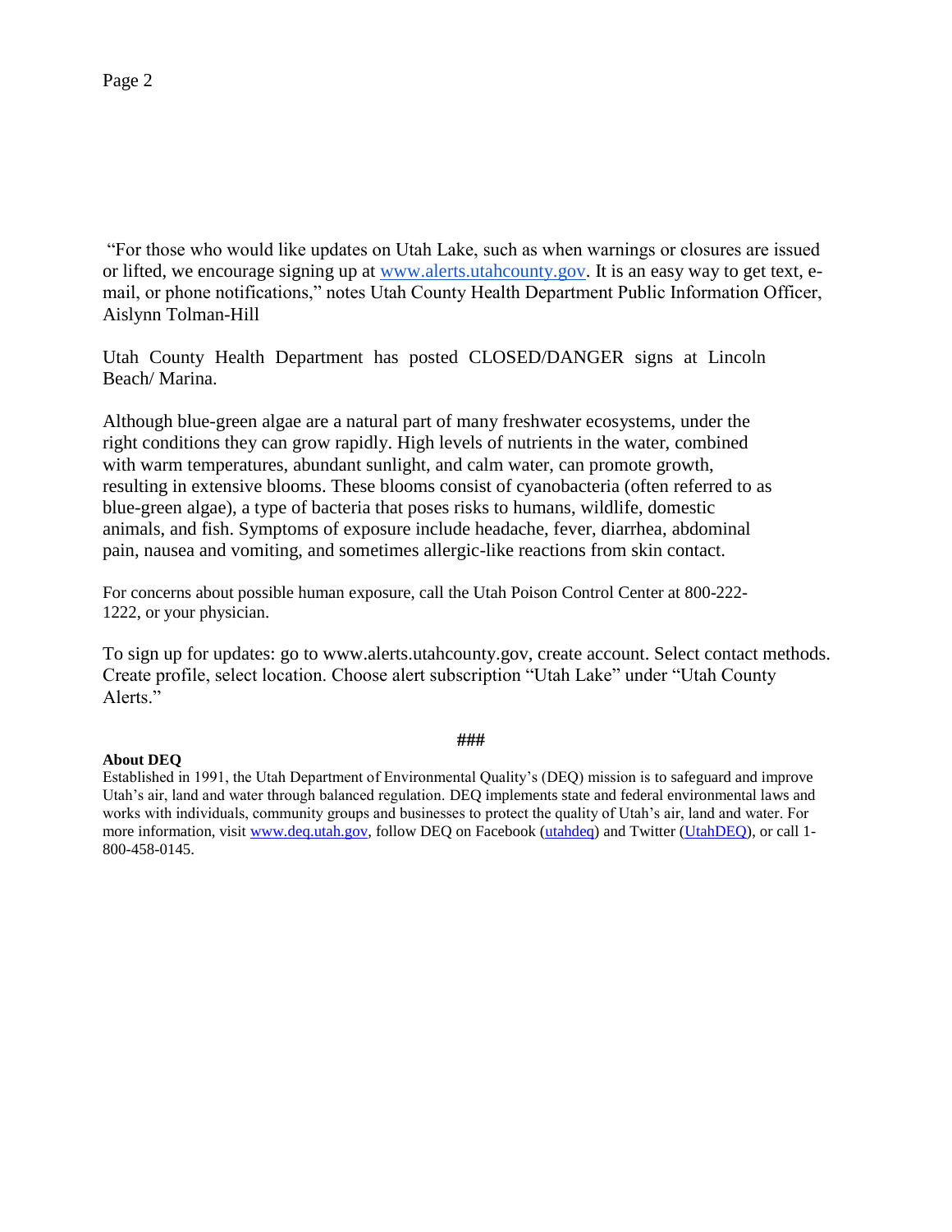"For those who would like updates on Utah Lake, such as when warnings or closures are issued or lifted, we encourage signing up at www.alerts.utahcounty.gov. It is an easy way to get text, e-mail, or phone notifications," notes Utah County Health Department Public Information Officer, Aislynn Tolman-Hill

Utah County Health Department has posted CLOSED/DANGER signs at Lincoln Beach/ Marina.

Although blue-green algae are a natural part of many freshwater ecosystems, under the right conditions they can grow rapidly. High levels of nutrients in the water, combined with warm temperatures, abundant sunlight, and calm water, can promote growth, resulting in extensive blooms. These blooms consist of cyanobacteria (often referred to as blue-green algae), a type of bacteria that poses risks to humans, wildlife, domestic animals, and fish. Symptoms of exposure include headache, fever, diarrhea, abdominal pain, nausea and vomiting, and sometimes allergic-like reactions from skin contact.

For concerns about possible human exposure, call the Utah Poison Control Center at 800-222-1222, or your physician.

To sign up for updates: go to www.alerts.utahcounty.gov, create account. Select contact methods. Create profile, select location. Choose alert subscription "Utah Lake" under "Utah County Alerts."

**###**

**About DEQ**

Established in 1991, the Utah Department of Environmental Quality's (DEQ) mission is to safeguard and improve Utah's air, land and water through balanced regulation. DEQ implements state and federal environmental laws and works with individuals, community groups and businesses to protect the quality of Utah's air, land and water. For more information, visit www.deq.utah.gov, follow DEQ on Facebook (utahdeq) and Twitter (UtahDEQ), or call 1-800-458-0145.